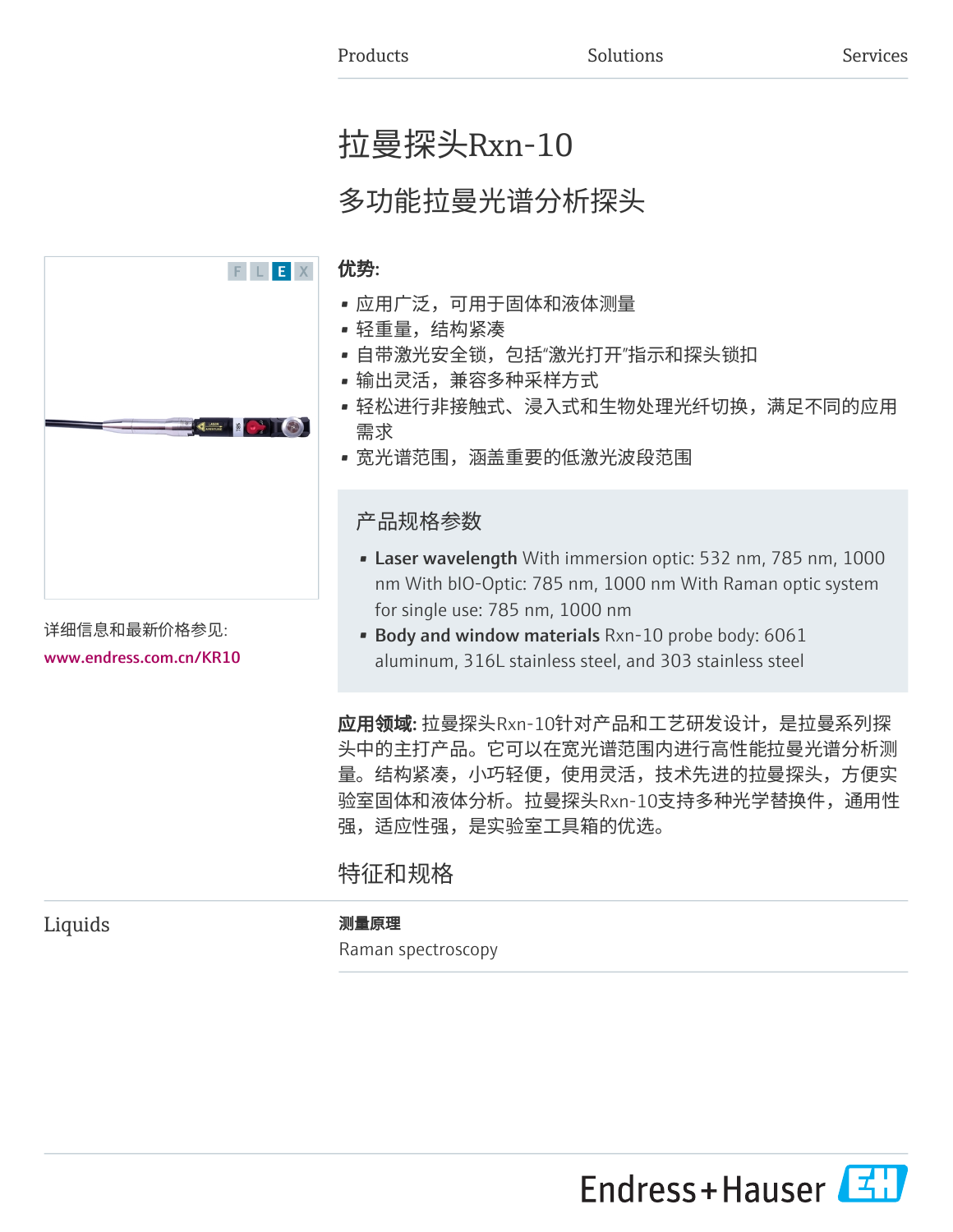Products Solutions Services

# 拉曼探头Rxn-10

## 多功能拉曼光谱分析探头

F L E X

**优势:**

- 应用广泛，可用于固体和液体测量
- 轻重量，结构紧凑
- 自带激光安全锁，包括"激光打开"指示和探头锁扣
- 输出灵活，兼容多种采样方式
- 轻松进行非接触式、浸入式和生物处理光纤切换，满足不同的应用需求
- 宽光谱范围，涵盖重要的低激光波段范围

### 产品规格参数

- **Laser wavelength** With immersion optic: 532 nm, 785 nm, 1000 nm With bIO-Optic: 785 nm, 1000 nm With Raman optic system for single use: 785 nm, 1000 nm
- **Body and window materials** Rxn-10 probe body: 6061 aluminum, 316L stainless steel, and 303 stainless steel

详细信息和最新价格参见:
www.endress.com.cn/KR10

**应用领域:** 拉曼探头Rxn-10针对产品和工艺研发设计，是拉曼系列探头中的主打产品。它可以在宽光谱范围内进行高性能拉曼光谱分析测量。结构紧凑，小巧轻便，使用灵活，技术先进的拉曼探头，方便实验室固体和液体分析。拉曼探头Rxn-10支持多种光学替换件，通用性强，适应性强，是实验室工具箱的优选。

## 特征和规格

Liquids

**测量原理**

Raman spectroscopy

Endress+Hauser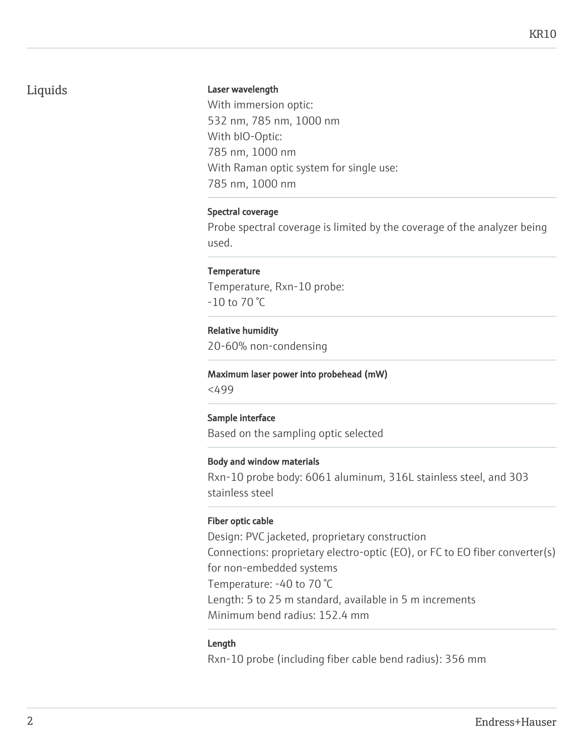## Liquids

**Laser wavelength**

With immersion optic:
532 nm, 785 nm, 1000 nm
With bIO-Optic:
785 nm, 1000 nm
With Raman optic system for single use:
785 nm, 1000 nm

**Spectral coverage**

Probe spectral coverage is limited by the coverage of the analyzer being used.

**Temperature**

Temperature, Rxn-10 probe:
-10 to 70 °C

**Relative humidity**

20-60% non-condensing

**Maximum laser power into probehead (mW)**

<499

**Sample interface**

Based on the sampling optic selected

**Body and window materials**

Rxn-10 probe body: 6061 aluminum, 316L stainless steel, and 303 stainless steel

**Fiber optic cable**

Design: PVC jacketed, proprietary construction
Connections: proprietary electro-optic (EO), or FC to EO fiber converter(s) for non-embedded systems
Temperature: -40 to 70 °C
Length: 5 to 25 m standard, available in 5 m increments
Minimum bend radius: 152.4 mm

**Length**

Rxn-10 probe (including fiber cable bend radius): 356 mm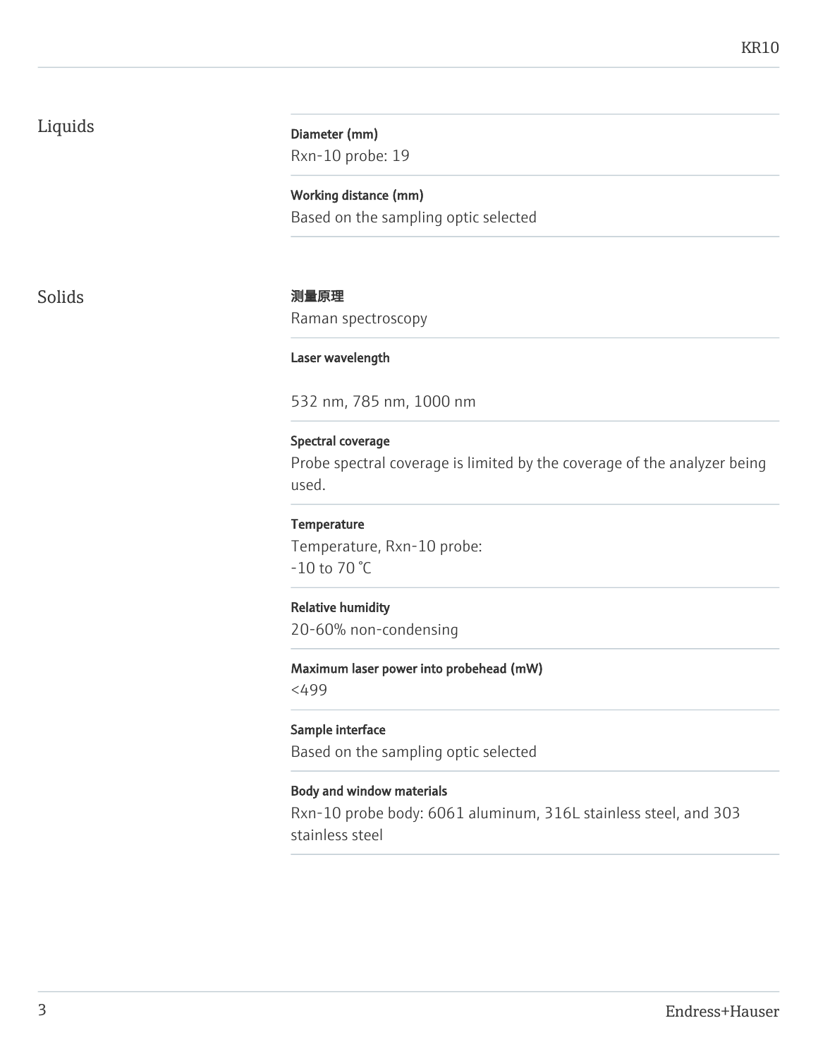## Liquids

**Diameter (mm)**
Rxn-10 probe: 19

**Working distance (mm)**
Based on the sampling optic selected

## Solids

**测量原理**
Raman spectroscopy

**Laser wavelength**

532 nm, 785 nm, 1000 nm

**Spectral coverage**
Probe spectral coverage is limited by the coverage of the analyzer being used.

**Temperature**
Temperature, Rxn-10 probe:
-10 to 70 °C

**Relative humidity**
20-60% non-condensing

**Maximum laser power into probehead (mW)**
<499

**Sample interface**
Based on the sampling optic selected

**Body and window materials**
Rxn-10 probe body: 6061 aluminum, 316L stainless steel, and 303 stainless steel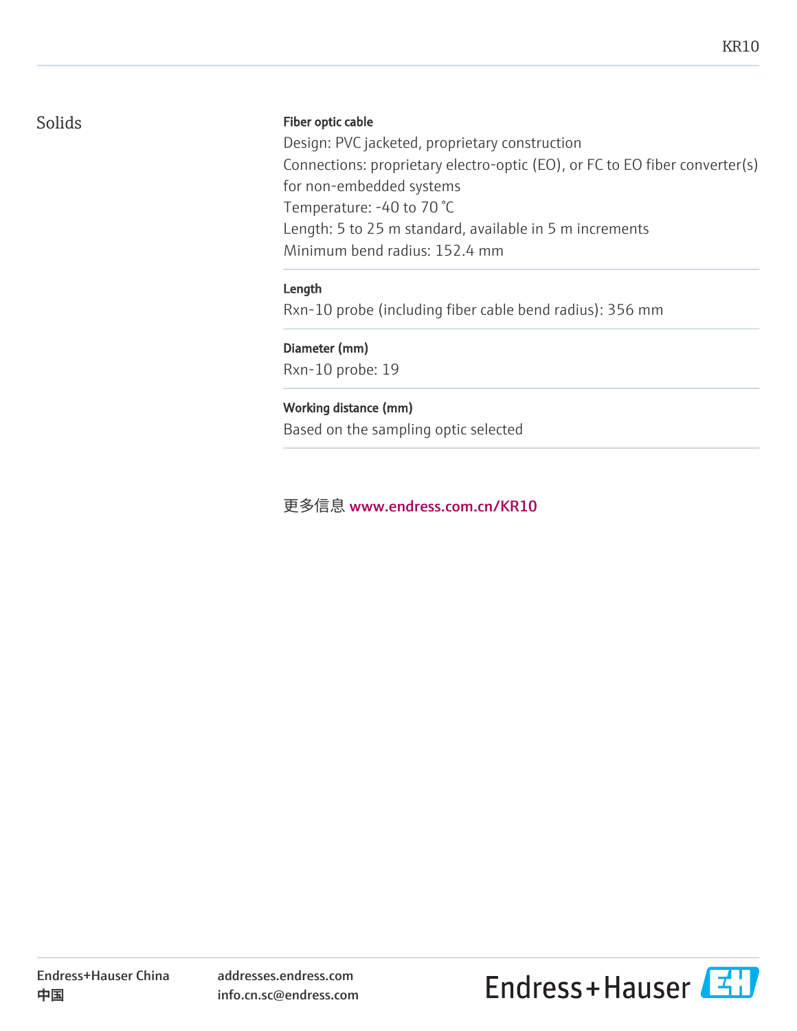## Solids

**Fiber optic cable**

Design: PVC jacketed, proprietary construction
Connections: proprietary electro-optic (EO), or FC to EO fiber converter(s) for non-embedded systems
Temperature: -40 to 70 °C
Length: 5 to 25 m standard, available in 5 m increments
Minimum bend radius: 152.4 mm

**Length**

Rxn-10 probe (including fiber cable bend radius): 356 mm

**Diameter (mm)**

Rxn-10 probe: 19

**Working distance (mm)**

Based on the sampling optic selected

更多信息 www.endress.com.cn/KR10

Endress+Hauser China
中国

addresses.endress.com
info.cn.sc@endress.com